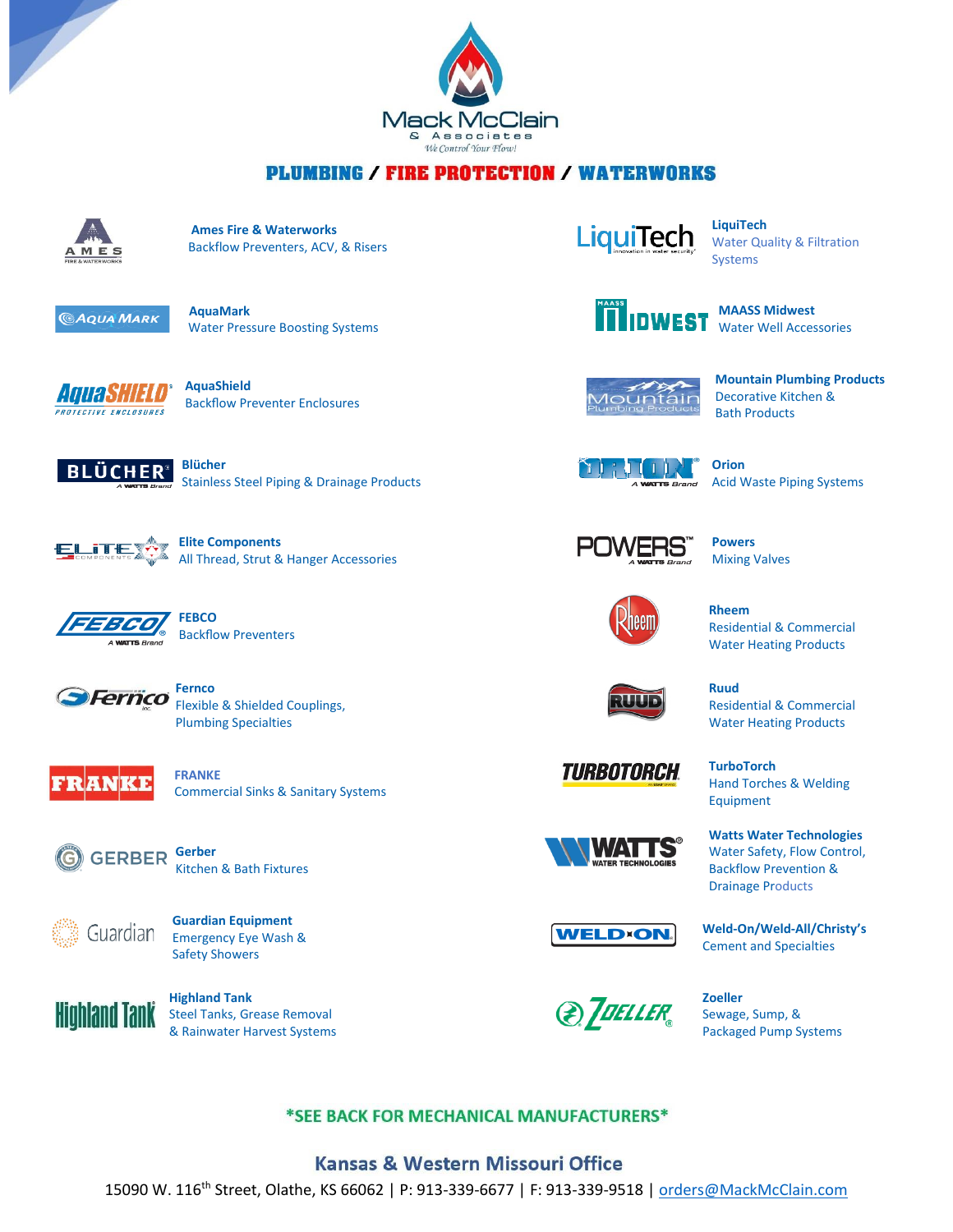# Mack McClain & Associates

*We Control Your Flow!*

## PLUMBING / FIRE PROTECTION / WATERWORKS

**Ames Fire & Waterworks**
Backflow Preventers, ACV, & Risers

**AquaMark**
Water Pressure Boosting Systems

**AquaShield**
Backflow Preventer Enclosures

**Blücher**
Stainless Steel Piping & Drainage Products

**Elite Components**
All Thread, Strut & Hanger Accessories

**FEBCO**
Backflow Preventers

**Fernco**
Flexible & Shielded Couplings, Plumbing Specialties

**FRANKE**
Commercial Sinks & Sanitary Systems

**Gerber**
Kitchen & Bath Fixtures

**Guardian Equipment**
Emergency Eye Wash & Safety Showers

**Highland Tank**
Steel Tanks, Grease Removal & Rainwater Harvest Systems

**LiquiTech**
Water Quality & Filtration Systems

**MAASS Midwest**
Water Well Accessories

**Mountain Plumbing Products**
Decorative Kitchen & Bath Products

**Orion**
Acid Waste Piping Systems

**Powers**
Mixing Valves

**Rheem**
Residential & Commercial Water Heating Products

**Ruud**
Residential & Commercial Water Heating Products

**TurboTorch**
Hand Torches & Welding Equipment

**Watts Water Technologies**
Water Safety, Flow Control, Backflow Prevention & Drainage Products

**Weld-On/Weld-All/Christy's**
Cement and Specialties

**Zoeller**
Sewage, Sump, & Packaged Pump Systems

**\*SEE BACK FOR MECHANICAL MANUFACTURERS\***

### Kansas & Western Missouri Office

15090 W. 116th Street, Olathe, KS 66062 | P: 913-339-6677 | F: 913-339-9518 | orders@MackMcClain.com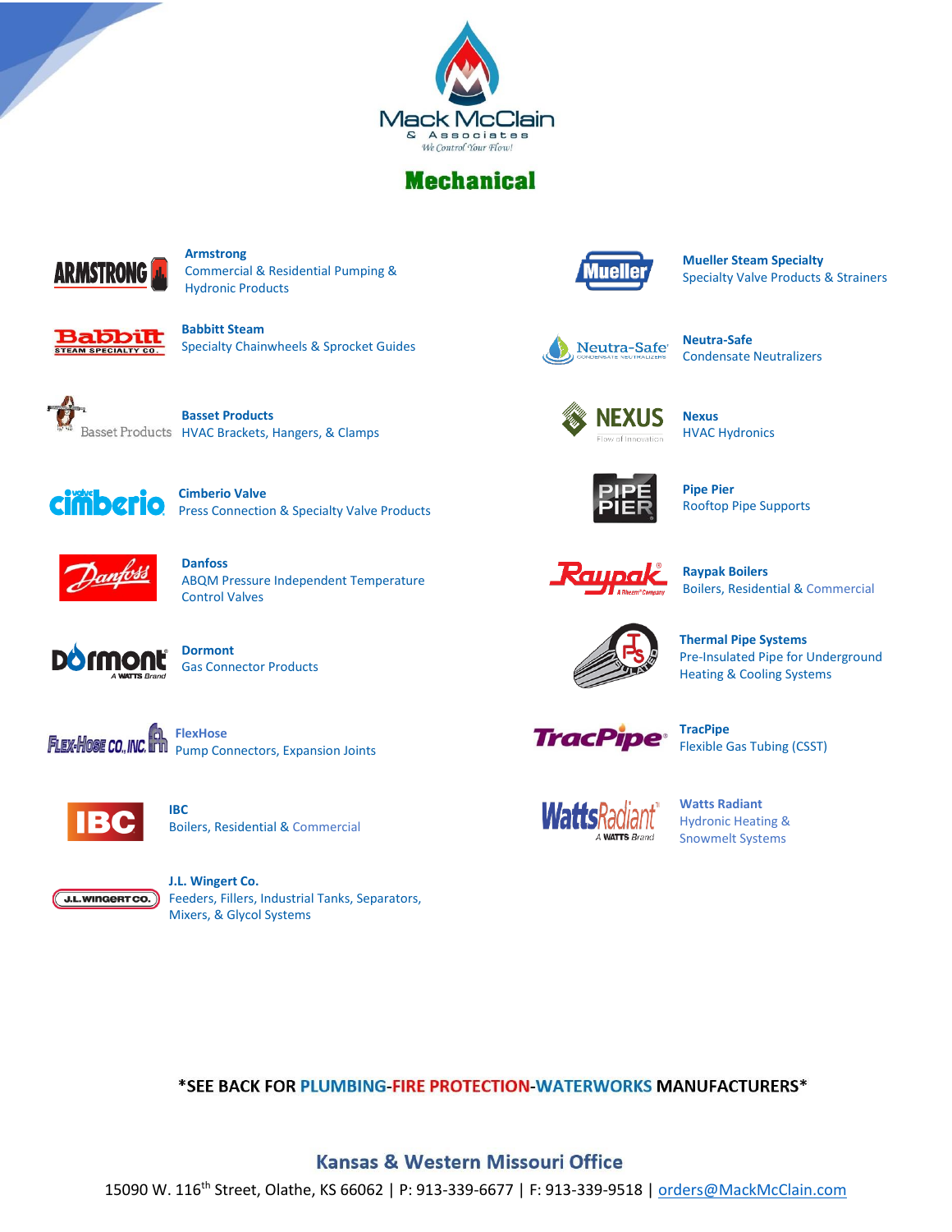Mack McClain & Associates

*We Control Your Flow!*

# Mechanical

**Armstrong**
Commercial & Residential Pumping & Hydronic Products

**Babbitt Steam**
Specialty Chainwheels & Sprocket Guides

**Basset Products**
HVAC Brackets, Hangers, & Clamps

**Cimberio Valve**
Press Connection & Specialty Valve Products

**Danfoss**
ABQM Pressure Independent Temperature Control Valves

**Dormont**
Gas Connector Products

**FlexHose**
Pump Connectors, Expansion Joints

**IBC**
Boilers, Residential & Commercial

**J.L. Wingert Co.**
Feeders, Fillers, Industrial Tanks, Separators, Mixers, & Glycol Systems

**Mueller Steam Specialty**
Specialty Valve Products & Strainers

**Neutra-Safe**
Condensate Neutralizers

**Nexus**
HVAC Hydronics

**Pipe Pier**
Rooftop Pipe Supports

**Raypak Boilers**
Boilers, Residential & Commercial

**Thermal Pipe Systems**
Pre-Insulated Pipe for Underground Heating & Cooling Systems

**TracPipe**
Flexible Gas Tubing (CSST)

**Watts Radiant**
Hydronic Heating & Snowmelt Systems

**\*SEE BACK FOR PLUMBING-FIRE PROTECTION-WATERWORKS MANUFACTURERS\***

## Kansas & Western Missouri Office

15090 W. 116th Street, Olathe, KS 66062 | P: 913-339-6677 | F: 913-339-9518 | orders@MackMcClain.com